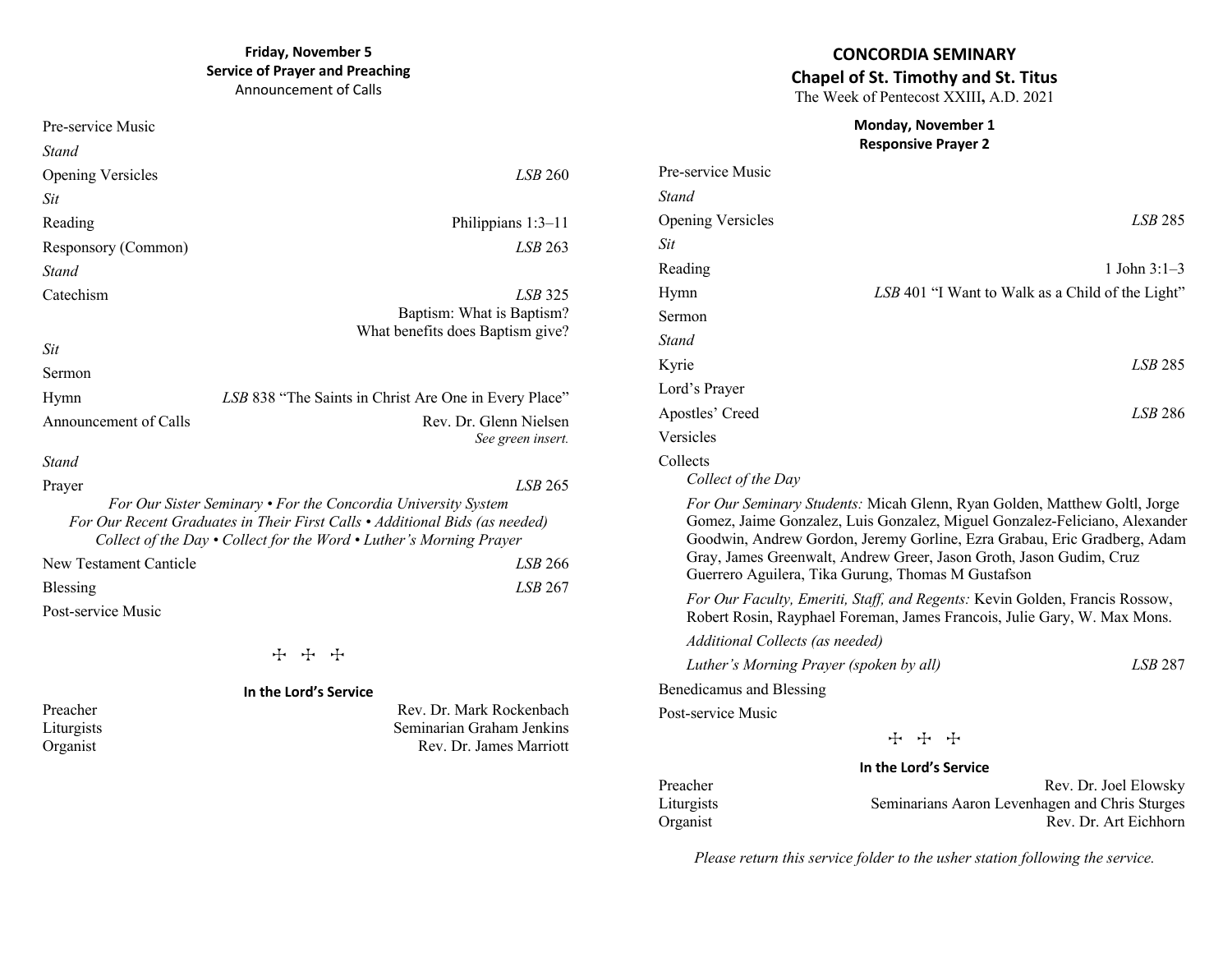**Friday, November 5**
**Service of Prayer and Preaching**
Announcement of Calls

Pre-service Music

*Stand*

Opening Versicles — *LSB* 260

*Sit*

Reading — Philippians 1:3–11

Responsory (Common) — *LSB* 263

*Stand*

Catechism — *LSB* 325
Baptism: What is Baptism?
What benefits does Baptism give?

*Sit*

Sermon

Hymn — *LSB* 838 "The Saints in Christ Are One in Every Place"

Announcement of Calls — Rev. Dr. Glenn Nielsen
*See green insert.*

*Stand*

Prayer — *LSB* 265

*For Our Sister Seminary • For the Concordia University System*
*For Our Recent Graduates in Their First Calls • Additional Bids (as needed)*
*Collect of the Day • Collect for the Word • Luther's Morning Prayer*

New Testament Canticle — *LSB* 266

Blessing — *LSB* 267

Post-service Music

☩ ☩ ☩

**In the Lord's Service**

Preacher — Rev. Dr. Mark Rockenbach
Liturgists — Seminarian Graham Jenkins
Organist — Rev. Dr. James Marriott

# CONCORDIA SEMINARY
## Chapel of St. Timothy and St. Titus
The Week of Pentecost XXIII, A.D. 2021

**Monday, November 1**
**Responsive Prayer 2**

Pre-service Music

*Stand*

Opening Versicles — *LSB* 285

*Sit*

Reading — 1 John 3:1–3

Hymn — *LSB* 401 "I Want to Walk as a Child of the Light"

Sermon

*Stand*

Kyrie — *LSB* 285

Lord's Prayer

Apostles' Creed — *LSB* 286

Versicles

Collects

*Collect of the Day*

*For Our Seminary Students:* Micah Glenn, Ryan Golden, Matthew Goltl, Jorge Gomez, Jaime Gonzalez, Luis Gonzalez, Miguel Gonzalez-Feliciano, Alexander Goodwin, Andrew Gordon, Jeremy Gorline, Ezra Grabau, Eric Gradberg, Adam Gray, James Greenwalt, Andrew Greer, Jason Groth, Jason Gudim, Cruz Guerrero Aguilera, Tika Gurung, Thomas M Gustafson

*For Our Faculty, Emeriti, Staff, and Regents:* Kevin Golden, Francis Rossow, Robert Rosin, Rayphael Foreman, James Francois, Julie Gary, W. Max Mons.

*Additional Collects (as needed)*

*Luther's Morning Prayer (spoken by all)* — *LSB* 287

Benedicamus and Blessing

Post-service Music

☩ ☩ ☩

**In the Lord's Service**

Preacher — Rev. Dr. Joel Elowsky
Liturgists — Seminarians Aaron Levenhagen and Chris Sturges
Organist — Rev. Dr. Art Eichhorn

*Please return this service folder to the usher station following the service.*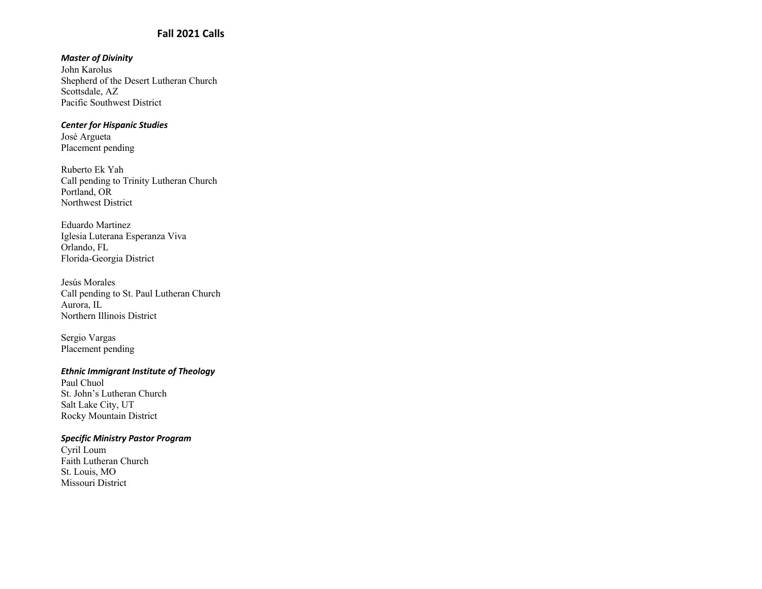# Fall 2021 Calls

***Master of Divinity***

John Karolus
Shepherd of the Desert Lutheran Church
Scottsdale, AZ
Pacific Southwest District

***Center for Hispanic Studies***

José Argueta
Placement pending

Ruberto Ek Yah
Call pending to Trinity Lutheran Church
Portland, OR
Northwest District

Eduardo Martinez
Iglesia Luterana Esperanza Viva
Orlando, FL
Florida-Georgia District

Jesús Morales
Call pending to St. Paul Lutheran Church
Aurora, IL
Northern Illinois District

Sergio Vargas
Placement pending

***Ethnic Immigrant Institute of Theology***

Paul Chuol
St. John's Lutheran Church
Salt Lake City, UT
Rocky Mountain District

***Specific Ministry Pastor Program***

Cyril Loum
Faith Lutheran Church
St. Louis, MO
Missouri District